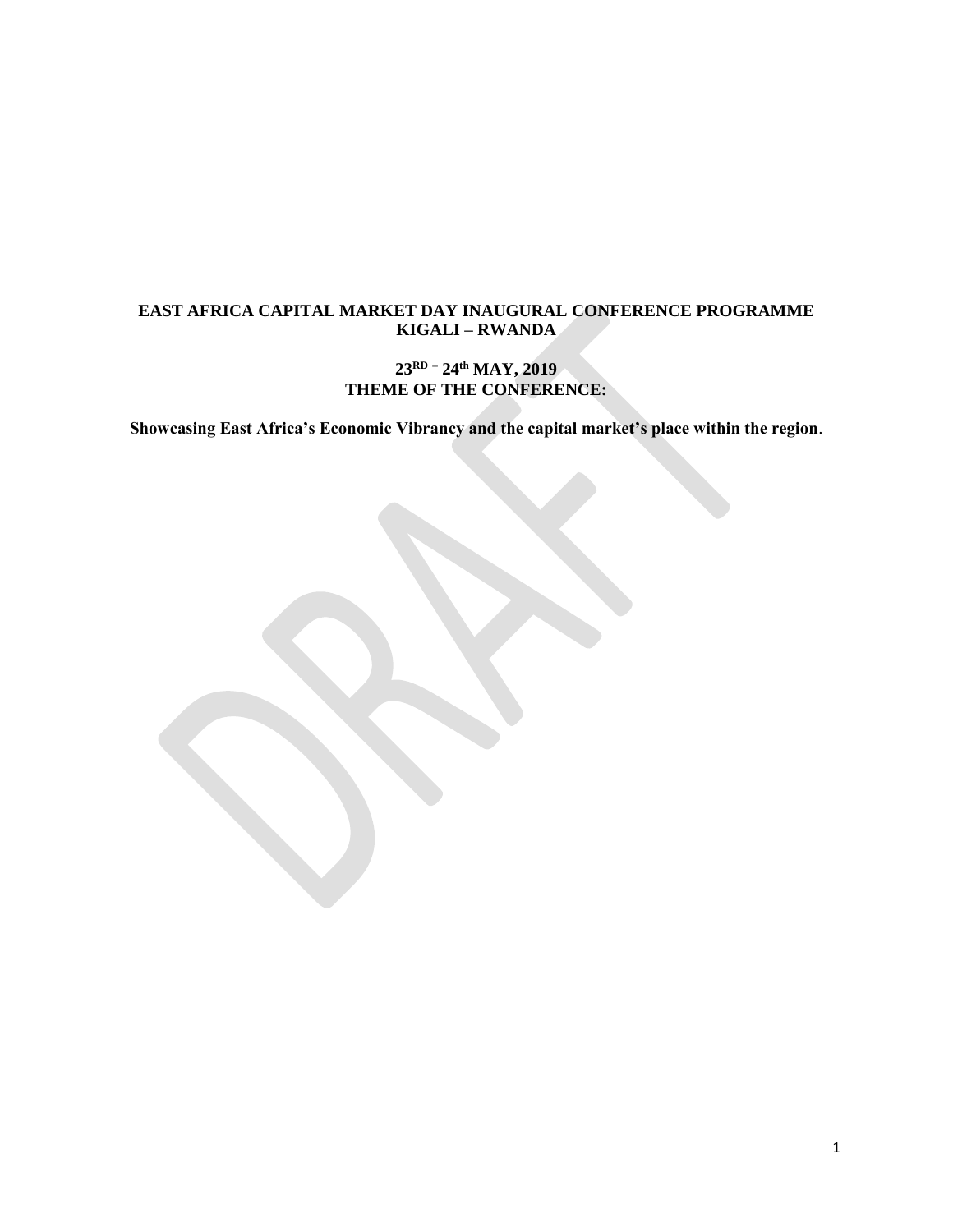**EAST AFRICA CAPITAL MARKET DAY INAUGURAL CONFERENCE PROGRAMME**
**KIGALI – RWANDA**

**23RD – 24th MAY, 2019**
**THEME OF THE CONFERENCE:**

**Showcasing East Africa's Economic Vibrancy and the capital market's place within the region**.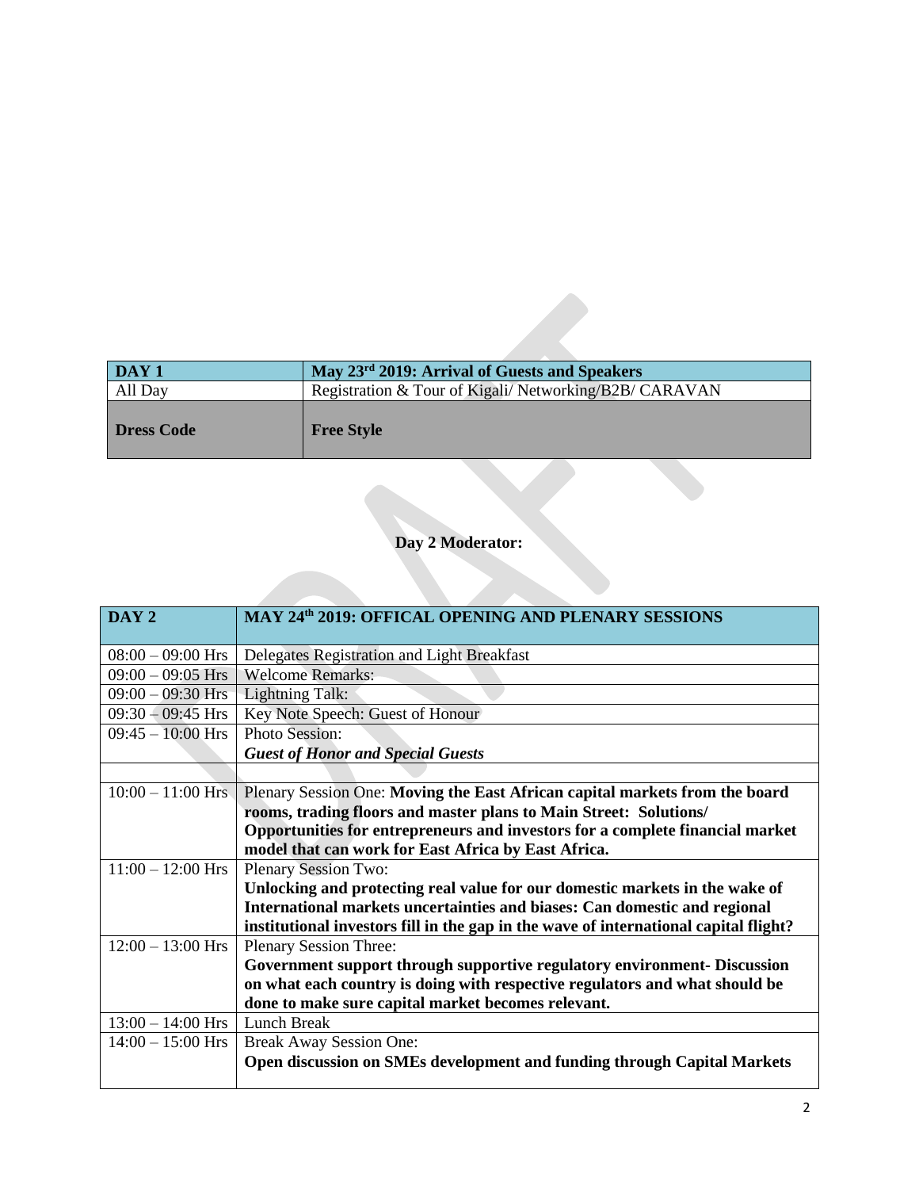| DAY 1 | May 23rd 2019: Arrival of Guests and Speakers |
|---|---|
| All Day | Registration & Tour of Kigali/ Networking/B2B/ CARAVAN |
| **Dress Code** | **Free Style** |

**Day 2 Moderator:**

| DAY 2 | MAY 24th 2019: OFFICAL OPENING AND PLENARY SESSIONS |
|---|---|
| 08:00 – 09:00 Hrs | Delegates Registration and Light Breakfast |
| 09:00 – 09:05 Hrs | Welcome Remarks: |
| 09:00 – 09:30 Hrs | Lightning Talk: |
| 09:30 – 09:45 Hrs | Key Note Speech: Guest of Honour |
| 09:45 – 10:00 Hrs | Photo Session: ***Guest of Honor and Special Guests*** |
| | |
| 10:00 – 11:00 Hrs | Plenary Session One: **Moving the East African capital markets from the board rooms, trading floors and master plans to Main Street: Solutions/ Opportunities for entrepreneurs and investors for a complete financial market model that can work for East Africa by East Africa.** |
| 11:00 – 12:00 Hrs | Plenary Session Two: **Unlocking and protecting real value for our domestic markets in the wake of International markets uncertainties and biases: Can domestic and regional institutional investors fill in the gap in the wave of international capital flight?** |
| 12:00 – 13:00 Hrs | Plenary Session Three: **Government support through supportive regulatory environment- Discussion on what each country is doing with respective regulators and what should be done to make sure capital market becomes relevant.** |
| 13:00 – 14:00 Hrs | Lunch Break |
| 14:00 – 15:00 Hrs | Break Away Session One: **Open discussion on SMEs development and funding through Capital Markets** |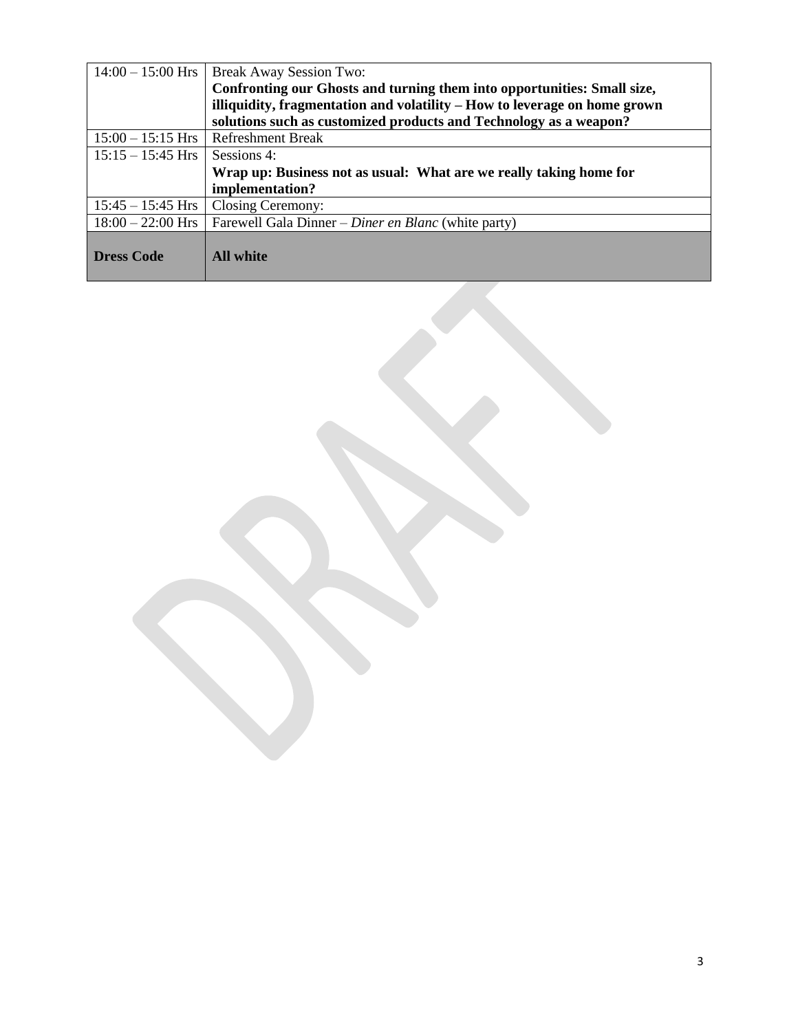| | |
|---|---|
| 14:00 – 15:00 Hrs | Break Away Session Two: **Confronting our Ghosts and turning them into opportunities: Small size, illiquidity, fragmentation and volatility – How to leverage on home grown solutions such as customized products and Technology as a weapon?** |
| 15:00 – 15:15 Hrs | Refreshment Break |
| 15:15 – 15:45 Hrs | Sessions 4: **Wrap up: Business not as usual: What are we really taking home for implementation?** |
| 15:45 – 15:45 Hrs | Closing Ceremony: |
| 18:00 – 22:00 Hrs | Farewell Gala Dinner – *Diner en Blanc* (white party) |
| **Dress Code** | **All white** |

DRAFT